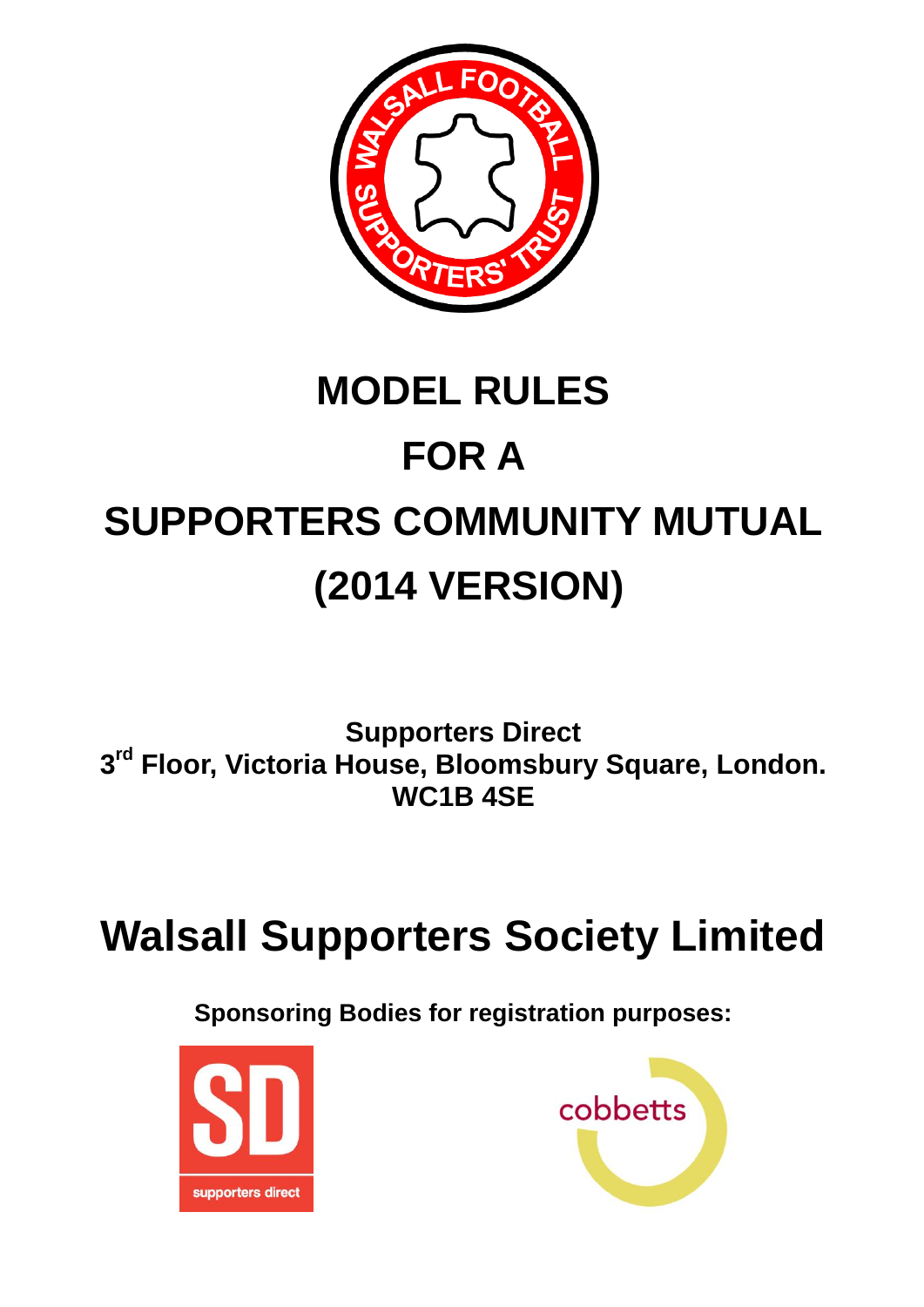# MODEL RULES

# FOR A

# SUPPORTERS COMMUNITY MUTUAL

# (2014 VERSION)

**Supporters Direct**
**3rd Floor, Victoria House, Bloomsbury Square, London.**
**WC1B 4SE**

# Walsall Supporters Society Limited

**Sponsoring Bodies for registration purposes:**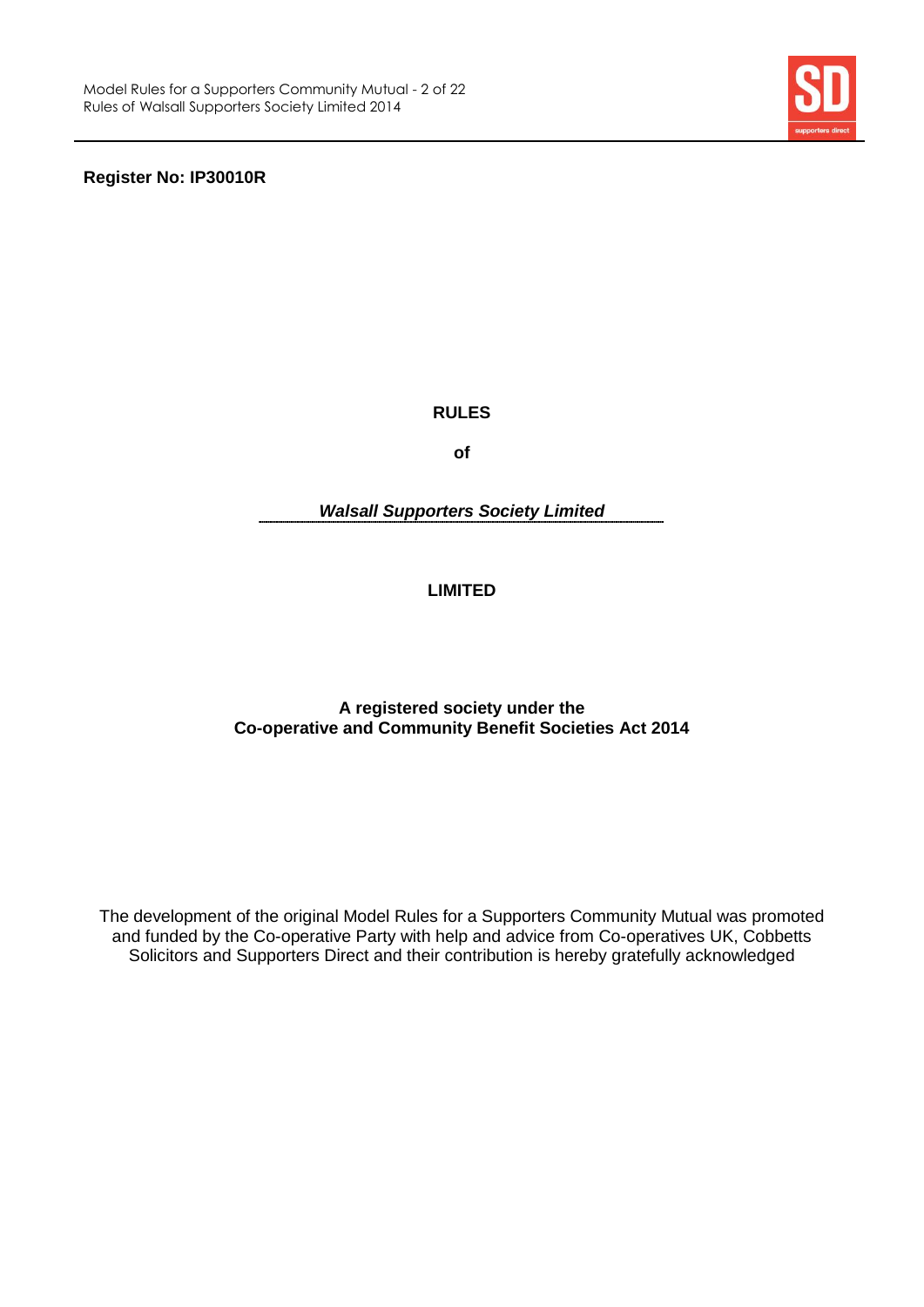**Register No: IP30010R**

**RULES**

**of**

***Walsall Supporters Society Limited***

**LIMITED**

**A registered society under the**
**Co-operative and Community Benefit Societies Act 2014**

The development of the original Model Rules for a Supporters Community Mutual was promoted and funded by the Co-operative Party with help and advice from Co-operatives UK, Cobbetts Solicitors and Supporters Direct and their contribution is hereby gratefully acknowledged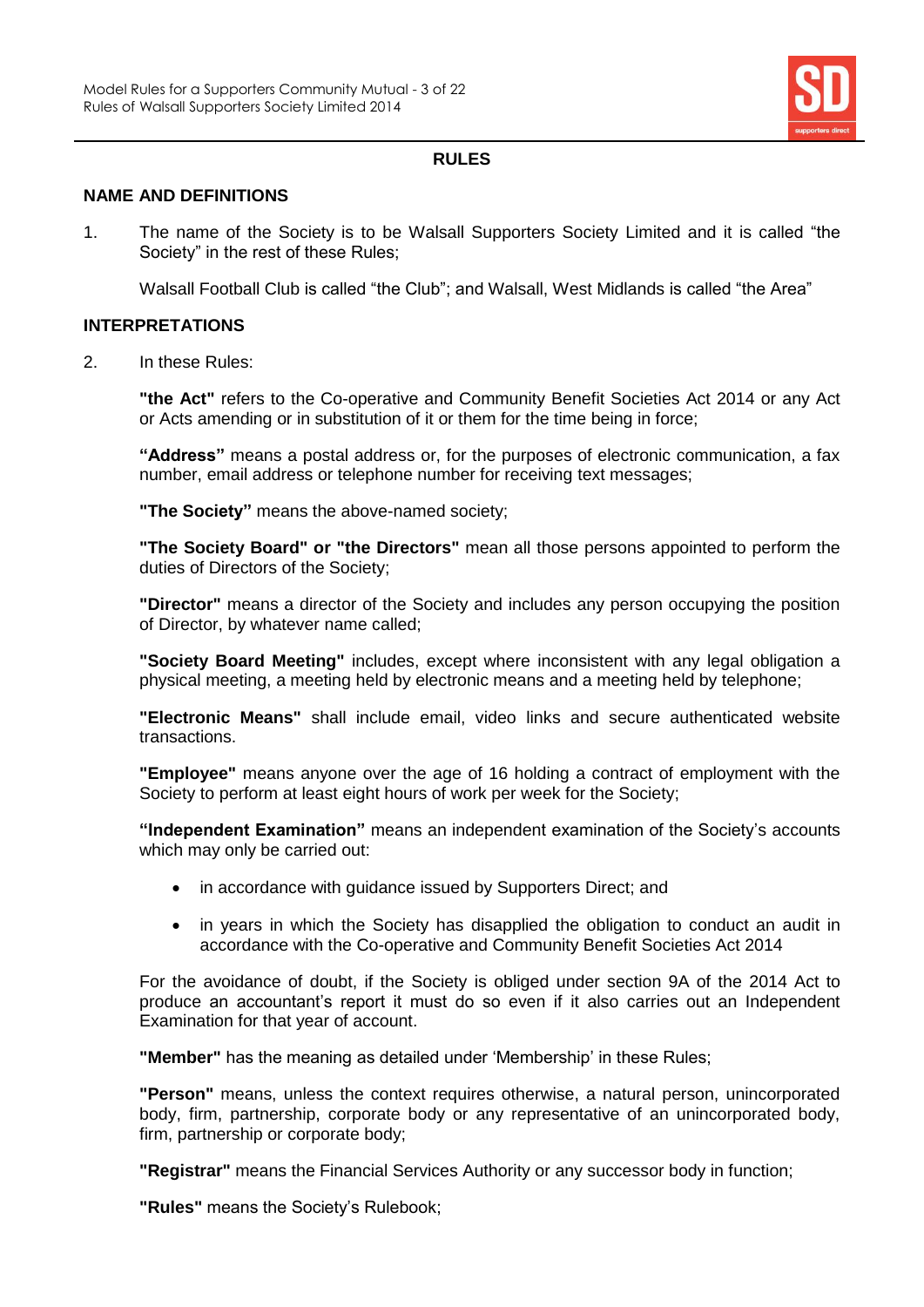## RULES

### NAME AND DEFINITIONS

1. The name of the Society is to be Walsall Supporters Society Limited and it is called "the Society" in the rest of these Rules;

   Walsall Football Club is called "the Club"; and Walsall, West Midlands is called "the Area"

### INTERPRETATIONS

2. In these Rules:

   **"the Act"** refers to the Co-operative and Community Benefit Societies Act 2014 or any Act or Acts amending or in substitution of it or them for the time being in force;

   **"Address"** means a postal address or, for the purposes of electronic communication, a fax number, email address or telephone number for receiving text messages;

   **"The Society"** means the above-named society;

   **"The Society Board" or "the Directors"** mean all those persons appointed to perform the duties of Directors of the Society;

   **"Director"** means a director of the Society and includes any person occupying the position of Director, by whatever name called;

   **"Society Board Meeting"** includes, except where inconsistent with any legal obligation a physical meeting, a meeting held by electronic means and a meeting held by telephone;

   **"Electronic Means"** shall include email, video links and secure authenticated website transactions.

   **"Employee"** means anyone over the age of 16 holding a contract of employment with the Society to perform at least eight hours of work per week for the Society;

   **"Independent Examination"** means an independent examination of the Society's accounts which may only be carried out:

   - in accordance with guidance issued by Supporters Direct; and
   - in years in which the Society has disapplied the obligation to conduct an audit in accordance with the Co-operative and Community Benefit Societies Act 2014

   For the avoidance of doubt, if the Society is obliged under section 9A of the 2014 Act to produce an accountant's report it must do so even if it also carries out an Independent Examination for that year of account.

   **"Member"** has the meaning as detailed under 'Membership' in these Rules;

   **"Person"** means, unless the context requires otherwise, a natural person, unincorporated body, firm, partnership, corporate body or any representative of an unincorporated body, firm, partnership or corporate body;

   **"Registrar"** means the Financial Services Authority or any successor body in function;

   **"Rules"** means the Society's Rulebook;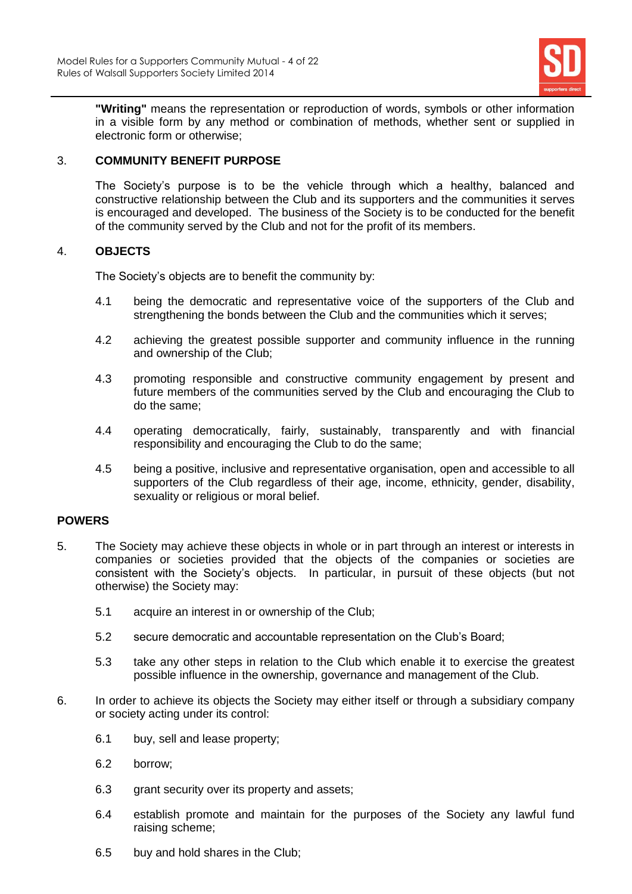**"Writing"** means the representation or reproduction of words, symbols or other information in a visible form by any method or combination of methods, whether sent or supplied in electronic form or otherwise;

3. **COMMUNITY BENEFIT PURPOSE**

The Society's purpose is to be the vehicle through which a healthy, balanced and constructive relationship between the Club and its supporters and the communities it serves is encouraged and developed. The business of the Society is to be conducted for the benefit of the community served by the Club and not for the profit of its members.

4. **OBJECTS**

The Society's objects are to benefit the community by:

4.1 being the democratic and representative voice of the supporters of the Club and strengthening the bonds between the Club and the communities which it serves;

4.2 achieving the greatest possible supporter and community influence in the running and ownership of the Club;

4.3 promoting responsible and constructive community engagement by present and future members of the communities served by the Club and encouraging the Club to do the same;

4.4 operating democratically, fairly, sustainably, transparently and with financial responsibility and encouraging the Club to do the same;

4.5 being a positive, inclusive and representative organisation, open and accessible to all supporters of the Club regardless of their age, income, ethnicity, gender, disability, sexuality or religious or moral belief.

**POWERS**

5. The Society may achieve these objects in whole or in part through an interest or interests in companies or societies provided that the objects of the companies or societies are consistent with the Society's objects. In particular, in pursuit of these objects (but not otherwise) the Society may:

5.1 acquire an interest in or ownership of the Club;

5.2 secure democratic and accountable representation on the Club's Board;

5.3 take any other steps in relation to the Club which enable it to exercise the greatest possible influence in the ownership, governance and management of the Club.

6. In order to achieve its objects the Society may either itself or through a subsidiary company or society acting under its control:

6.1 buy, sell and lease property;

6.2 borrow;

6.3 grant security over its property and assets;

6.4 establish promote and maintain for the purposes of the Society any lawful fund raising scheme;

6.5 buy and hold shares in the Club;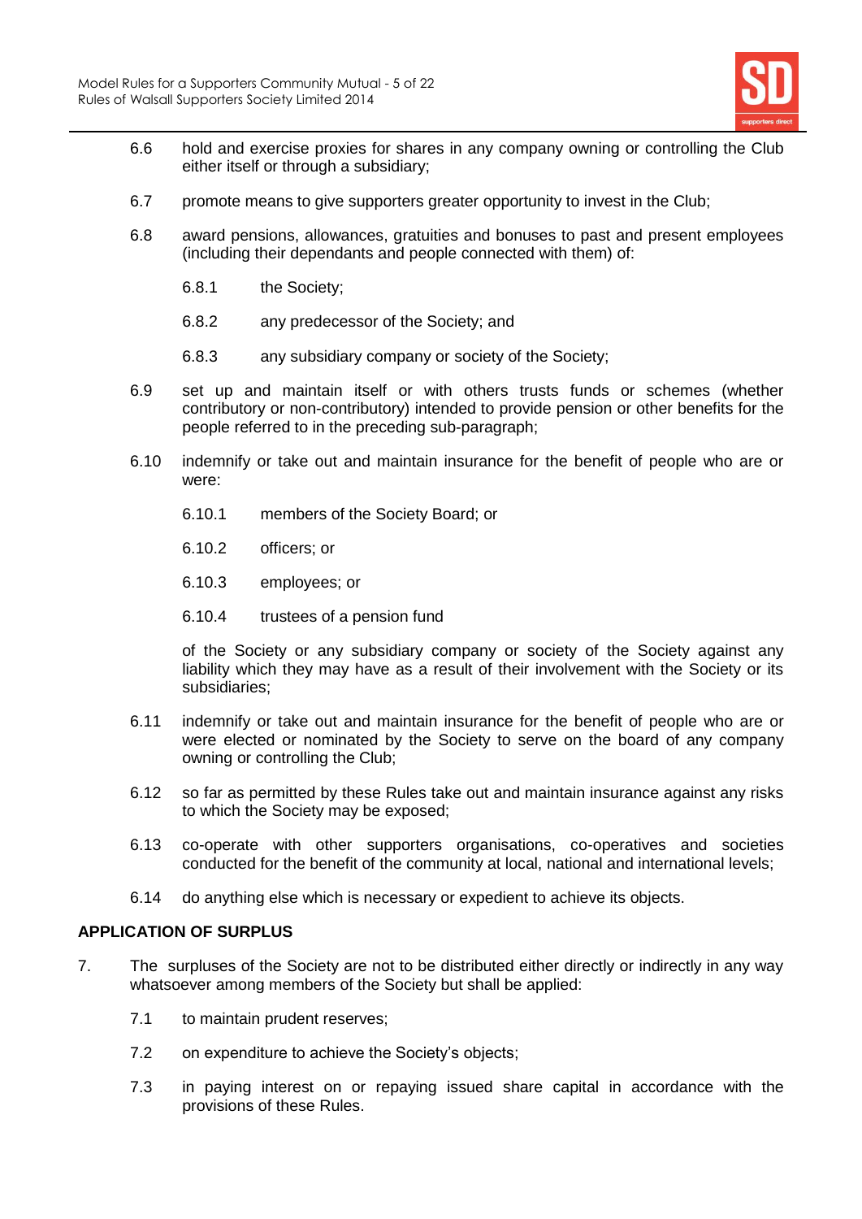6.6 hold and exercise proxies for shares in any company owning or controlling the Club either itself or through a subsidiary;

6.7 promote means to give supporters greater opportunity to invest in the Club;

6.8 award pensions, allowances, gratuities and bonuses to past and present employees (including their dependants and people connected with them) of:

   6.8.1 the Society;

   6.8.2 any predecessor of the Society; and

   6.8.3 any subsidiary company or society of the Society;

6.9 set up and maintain itself or with others trusts funds or schemes (whether contributory or non-contributory) intended to provide pension or other benefits for the people referred to in the preceding sub-paragraph;

6.10 indemnify or take out and maintain insurance for the benefit of people who are or were:

   6.10.1 members of the Society Board; or

   6.10.2 officers; or

   6.10.3 employees; or

   6.10.4 trustees of a pension fund

   of the Society or any subsidiary company or society of the Society against any liability which they may have as a result of their involvement with the Society or its subsidiaries;

6.11 indemnify or take out and maintain insurance for the benefit of people who are or were elected or nominated by the Society to serve on the board of any company owning or controlling the Club;

6.12 so far as permitted by these Rules take out and maintain insurance against any risks to which the Society may be exposed;

6.13 co-operate with other supporters organisations, co-operatives and societies conducted for the benefit of the community at local, national and international levels;

6.14 do anything else which is necessary or expedient to achieve its objects.

## APPLICATION OF SURPLUS

7. The surpluses of the Society are not to be distributed either directly or indirectly in any way whatsoever among members of the Society but shall be applied:

   7.1 to maintain prudent reserves;

   7.2 on expenditure to achieve the Society's objects;

   7.3 in paying interest on or repaying issued share capital in accordance with the provisions of these Rules.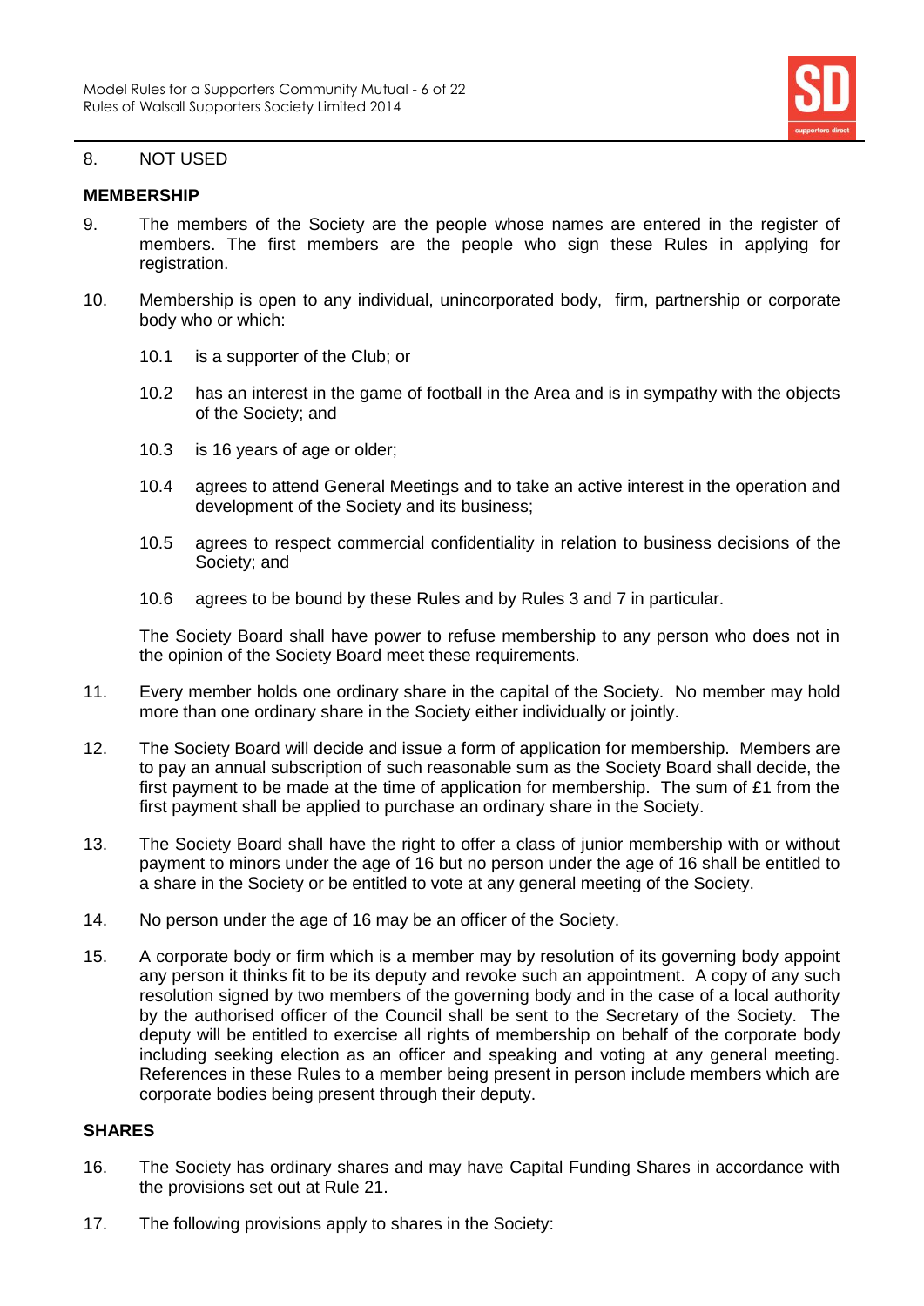8. NOT USED

**MEMBERSHIP**

9. The members of the Society are the people whose names are entered in the register of members. The first members are the people who sign these Rules in applying for registration.

10. Membership is open to any individual, unincorporated body, firm, partnership or corporate body who or which:

    10.1 is a supporter of the Club; or

    10.2 has an interest in the game of football in the Area and is in sympathy with the objects of the Society; and

    10.3 is 16 years of age or older;

    10.4 agrees to attend General Meetings and to take an active interest in the operation and development of the Society and its business;

    10.5 agrees to respect commercial confidentiality in relation to business decisions of the Society; and

    10.6 agrees to be bound by these Rules and by Rules 3 and 7 in particular.

    The Society Board shall have power to refuse membership to any person who does not in the opinion of the Society Board meet these requirements.

11. Every member holds one ordinary share in the capital of the Society. No member may hold more than one ordinary share in the Society either individually or jointly.

12. The Society Board will decide and issue a form of application for membership. Members are to pay an annual subscription of such reasonable sum as the Society Board shall decide, the first payment to be made at the time of application for membership. The sum of £1 from the first payment shall be applied to purchase an ordinary share in the Society.

13. The Society Board shall have the right to offer a class of junior membership with or without payment to minors under the age of 16 but no person under the age of 16 shall be entitled to a share in the Society or be entitled to vote at any general meeting of the Society.

14. No person under the age of 16 may be an officer of the Society.

15. A corporate body or firm which is a member may by resolution of its governing body appoint any person it thinks fit to be its deputy and revoke such an appointment. A copy of any such resolution signed by two members of the governing body and in the case of a local authority by the authorised officer of the Council shall be sent to the Secretary of the Society. The deputy will be entitled to exercise all rights of membership on behalf of the corporate body including seeking election as an officer and speaking and voting at any general meeting. References in these Rules to a member being present in person include members which are corporate bodies being present through their deputy.

**SHARES**

16. The Society has ordinary shares and may have Capital Funding Shares in accordance with the provisions set out at Rule 21.

17. The following provisions apply to shares in the Society: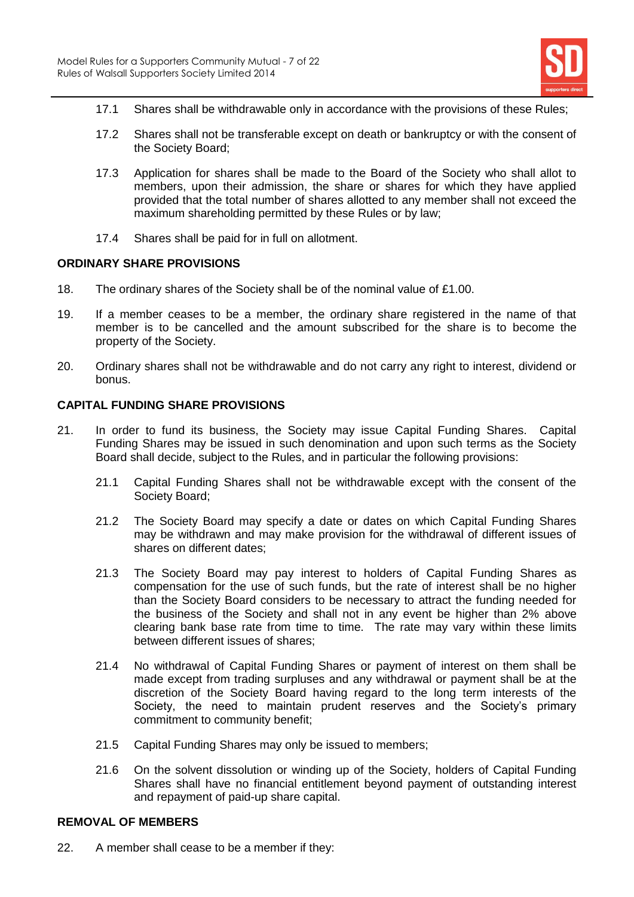17.1 Shares shall be withdrawable only in accordance with the provisions of these Rules;

17.2 Shares shall not be transferable except on death or bankruptcy or with the consent of the Society Board;

17.3 Application for shares shall be made to the Board of the Society who shall allot to members, upon their admission, the share or shares for which they have applied provided that the total number of shares allotted to any member shall not exceed the maximum shareholding permitted by these Rules or by law;

17.4 Shares shall be paid for in full on allotment.

**ORDINARY SHARE PROVISIONS**

18. The ordinary shares of the Society shall be of the nominal value of £1.00.

19. If a member ceases to be a member, the ordinary share registered in the name of that member is to be cancelled and the amount subscribed for the share is to become the property of the Society.

20. Ordinary shares shall not be withdrawable and do not carry any right to interest, dividend or bonus.

**CAPITAL FUNDING SHARE PROVISIONS**

21. In order to fund its business, the Society may issue Capital Funding Shares. Capital Funding Shares may be issued in such denomination and upon such terms as the Society Board shall decide, subject to the Rules, and in particular the following provisions:

21.1 Capital Funding Shares shall not be withdrawable except with the consent of the Society Board;

21.2 The Society Board may specify a date or dates on which Capital Funding Shares may be withdrawn and may make provision for the withdrawal of different issues of shares on different dates;

21.3 The Society Board may pay interest to holders of Capital Funding Shares as compensation for the use of such funds, but the rate of interest shall be no higher than the Society Board considers to be necessary to attract the funding needed for the business of the Society and shall not in any event be higher than 2% above clearing bank base rate from time to time. The rate may vary within these limits between different issues of shares;

21.4 No withdrawal of Capital Funding Shares or payment of interest on them shall be made except from trading surpluses and any withdrawal or payment shall be at the discretion of the Society Board having regard to the long term interests of the Society, the need to maintain prudent reserves and the Society's primary commitment to community benefit;

21.5 Capital Funding Shares may only be issued to members;

21.6 On the solvent dissolution or winding up of the Society, holders of Capital Funding Shares shall have no financial entitlement beyond payment of outstanding interest and repayment of paid-up share capital.

**REMOVAL OF MEMBERS**

22. A member shall cease to be a member if they: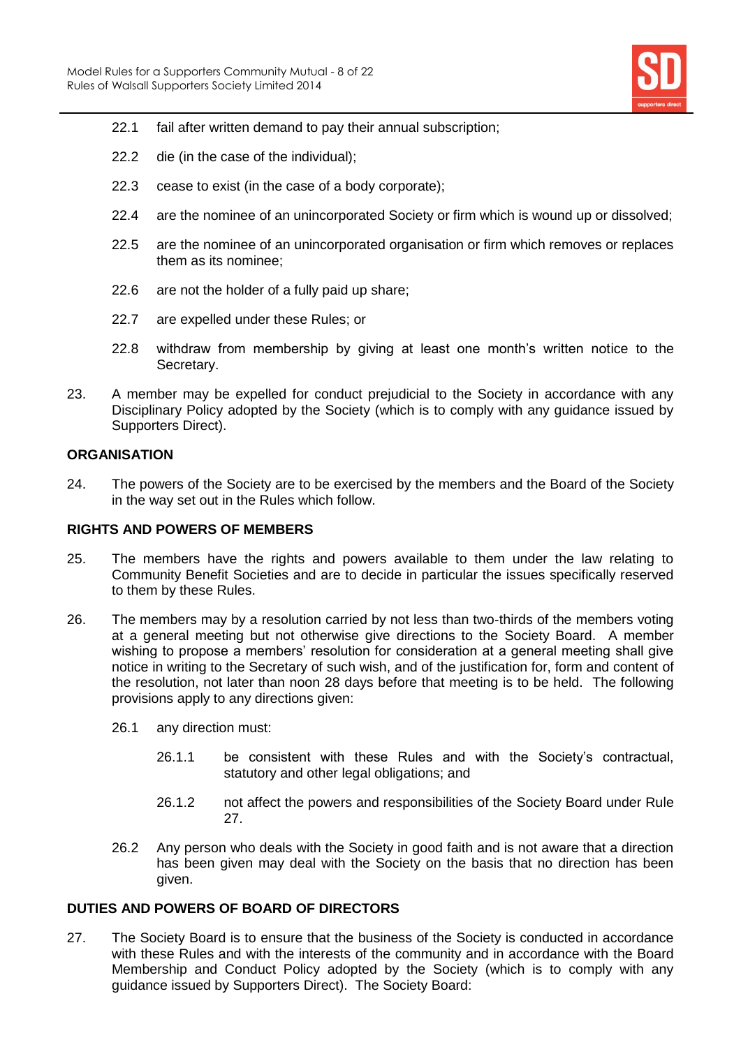22.1 fail after written demand to pay their annual subscription;

22.2 die (in the case of the individual);

22.3 cease to exist (in the case of a body corporate);

22.4 are the nominee of an unincorporated Society or firm which is wound up or dissolved;

22.5 are the nominee of an unincorporated organisation or firm which removes or replaces them as its nominee;

22.6 are not the holder of a fully paid up share;

22.7 are expelled under these Rules; or

22.8 withdraw from membership by giving at least one month's written notice to the Secretary.

23. A member may be expelled for conduct prejudicial to the Society in accordance with any Disciplinary Policy adopted by the Society (which is to comply with any guidance issued by Supporters Direct).

**ORGANISATION**

24. The powers of the Society are to be exercised by the members and the Board of the Society in the way set out in the Rules which follow.

**RIGHTS AND POWERS OF MEMBERS**

25. The members have the rights and powers available to them under the law relating to Community Benefit Societies and are to decide in particular the issues specifically reserved to them by these Rules.

26. The members may by a resolution carried by not less than two-thirds of the members voting at a general meeting but not otherwise give directions to the Society Board. A member wishing to propose a members' resolution for consideration at a general meeting shall give notice in writing to the Secretary of such wish, and of the justification for, form and content of the resolution, not later than noon 28 days before that meeting is to be held. The following provisions apply to any directions given:

26.1 any direction must:

26.1.1 be consistent with these Rules and with the Society's contractual, statutory and other legal obligations; and

26.1.2 not affect the powers and responsibilities of the Society Board under Rule 27.

26.2 Any person who deals with the Society in good faith and is not aware that a direction has been given may deal with the Society on the basis that no direction has been given.

**DUTIES AND POWERS OF BOARD OF DIRECTORS**

27. The Society Board is to ensure that the business of the Society is conducted in accordance with these Rules and with the interests of the community and in accordance with the Board Membership and Conduct Policy adopted by the Society (which is to comply with any guidance issued by Supporters Direct). The Society Board: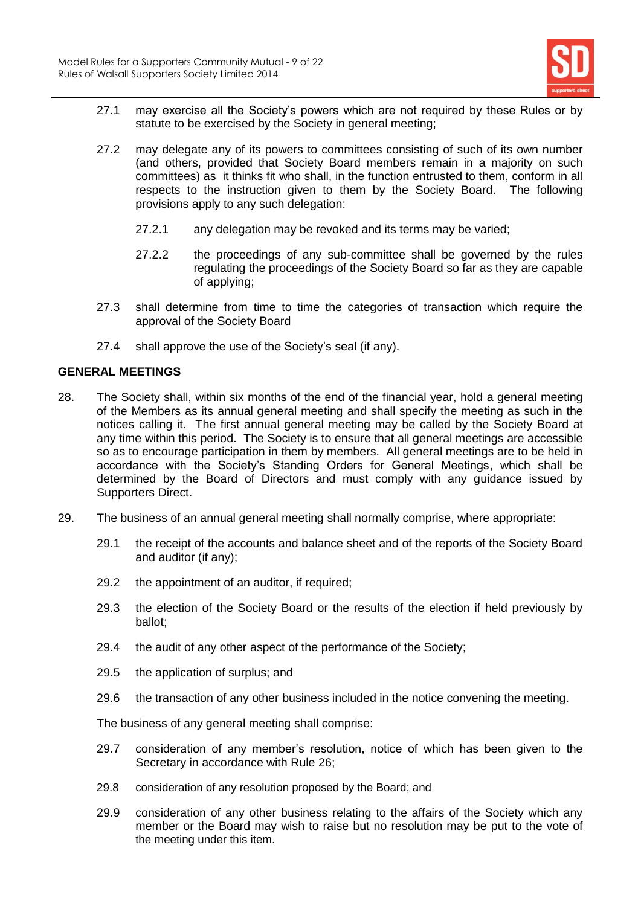27.1 may exercise all the Society's powers which are not required by these Rules or by statute to be exercised by the Society in general meeting;

27.2 may delegate any of its powers to committees consisting of such of its own number (and others, provided that Society Board members remain in a majority on such committees) as it thinks fit who shall, in the function entrusted to them, conform in all respects to the instruction given to them by the Society Board. The following provisions apply to any such delegation:

27.2.1 any delegation may be revoked and its terms may be varied;

27.2.2 the proceedings of any sub-committee shall be governed by the rules regulating the proceedings of the Society Board so far as they are capable of applying;

27.3 shall determine from time to time the categories of transaction which require the approval of the Society Board

27.4 shall approve the use of the Society's seal (if any).

## GENERAL MEETINGS

28. The Society shall, within six months of the end of the financial year, hold a general meeting of the Members as its annual general meeting and shall specify the meeting as such in the notices calling it. The first annual general meeting may be called by the Society Board at any time within this period. The Society is to ensure that all general meetings are accessible so as to encourage participation in them by members. All general meetings are to be held in accordance with the Society's Standing Orders for General Meetings, which shall be determined by the Board of Directors and must comply with any guidance issued by Supporters Direct.

29. The business of an annual general meeting shall normally comprise, where appropriate:

29.1 the receipt of the accounts and balance sheet and of the reports of the Society Board and auditor (if any);

29.2 the appointment of an auditor, if required;

29.3 the election of the Society Board or the results of the election if held previously by ballot;

29.4 the audit of any other aspect of the performance of the Society;

29.5 the application of surplus; and

29.6 the transaction of any other business included in the notice convening the meeting.

The business of any general meeting shall comprise:

29.7 consideration of any member's resolution, notice of which has been given to the Secretary in accordance with Rule 26;

29.8 consideration of any resolution proposed by the Board; and

29.9 consideration of any other business relating to the affairs of the Society which any member or the Board may wish to raise but no resolution may be put to the vote of the meeting under this item.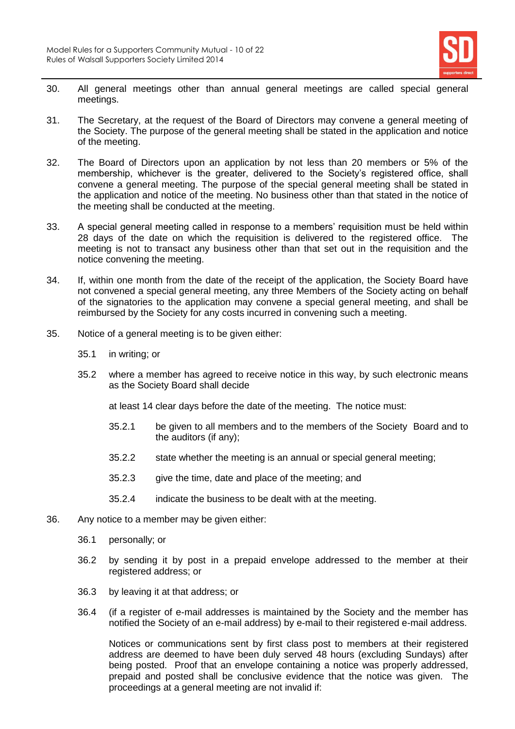30. All general meetings other than annual general meetings are called special general meetings.

31. The Secretary, at the request of the Board of Directors may convene a general meeting of the Society. The purpose of the general meeting shall be stated in the application and notice of the meeting.

32. The Board of Directors upon an application by not less than 20 members or 5% of the membership, whichever is the greater, delivered to the Society's registered office, shall convene a general meeting. The purpose of the special general meeting shall be stated in the application and notice of the meeting. No business other than that stated in the notice of the meeting shall be conducted at the meeting.

33. A special general meeting called in response to a members' requisition must be held within 28 days of the date on which the requisition is delivered to the registered office. The meeting is not to transact any business other than that set out in the requisition and the notice convening the meeting.

34. If, within one month from the date of the receipt of the application, the Society Board have not convened a special general meeting, any three Members of the Society acting on behalf of the signatories to the application may convene a special general meeting, and shall be reimbursed by the Society for any costs incurred in convening such a meeting.

35. Notice of a general meeting is to be given either:

    35.1 in writing; or

    35.2 where a member has agreed to receive notice in this way, by such electronic means as the Society Board shall decide

    at least 14 clear days before the date of the meeting. The notice must:

    35.2.1 be given to all members and to the members of the Society Board and to the auditors (if any);

    35.2.2 state whether the meeting is an annual or special general meeting;

    35.2.3 give the time, date and place of the meeting; and

    35.2.4 indicate the business to be dealt with at the meeting.

36. Any notice to a member may be given either:

    36.1 personally; or

    36.2 by sending it by post in a prepaid envelope addressed to the member at their registered address; or

    36.3 by leaving it at that address; or

    36.4 (if a register of e-mail addresses is maintained by the Society and the member has notified the Society of an e-mail address) by e-mail to their registered e-mail address.

    Notices or communications sent by first class post to members at their registered address are deemed to have been duly served 48 hours (excluding Sundays) after being posted. Proof that an envelope containing a notice was properly addressed, prepaid and posted shall be conclusive evidence that the notice was given. The proceedings at a general meeting are not invalid if: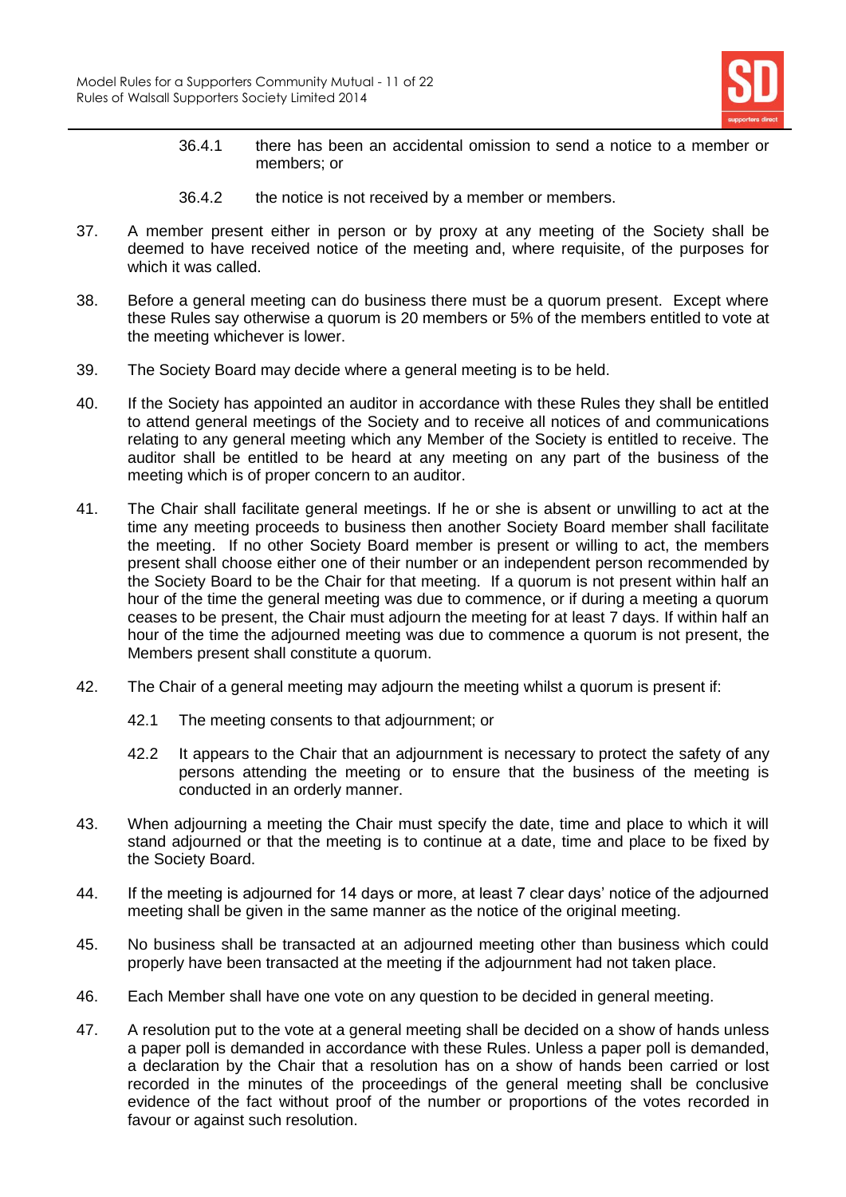36.4.1 there has been an accidental omission to send a notice to a member or members; or

36.4.2 the notice is not received by a member or members.

37. A member present either in person or by proxy at any meeting of the Society shall be deemed to have received notice of the meeting and, where requisite, of the purposes for which it was called.

38. Before a general meeting can do business there must be a quorum present. Except where these Rules say otherwise a quorum is 20 members or 5% of the members entitled to vote at the meeting whichever is lower.

39. The Society Board may decide where a general meeting is to be held.

40. If the Society has appointed an auditor in accordance with these Rules they shall be entitled to attend general meetings of the Society and to receive all notices of and communications relating to any general meeting which any Member of the Society is entitled to receive. The auditor shall be entitled to be heard at any meeting on any part of the business of the meeting which is of proper concern to an auditor.

41. The Chair shall facilitate general meetings. If he or she is absent or unwilling to act at the time any meeting proceeds to business then another Society Board member shall facilitate the meeting. If no other Society Board member is present or willing to act, the members present shall choose either one of their number or an independent person recommended by the Society Board to be the Chair for that meeting. If a quorum is not present within half an hour of the time the general meeting was due to commence, or if during a meeting a quorum ceases to be present, the Chair must adjourn the meeting for at least 7 days. If within half an hour of the time the adjourned meeting was due to commence a quorum is not present, the Members present shall constitute a quorum.

42. The Chair of a general meeting may adjourn the meeting whilst a quorum is present if:

42.1 The meeting consents to that adjournment; or

42.2 It appears to the Chair that an adjournment is necessary to protect the safety of any persons attending the meeting or to ensure that the business of the meeting is conducted in an orderly manner.

43. When adjourning a meeting the Chair must specify the date, time and place to which it will stand adjourned or that the meeting is to continue at a date, time and place to be fixed by the Society Board.

44. If the meeting is adjourned for 14 days or more, at least 7 clear days' notice of the adjourned meeting shall be given in the same manner as the notice of the original meeting.

45. No business shall be transacted at an adjourned meeting other than business which could properly have been transacted at the meeting if the adjournment had not taken place.

46. Each Member shall have one vote on any question to be decided in general meeting.

47. A resolution put to the vote at a general meeting shall be decided on a show of hands unless a paper poll is demanded in accordance with these Rules. Unless a paper poll is demanded, a declaration by the Chair that a resolution has on a show of hands been carried or lost recorded in the minutes of the proceedings of the general meeting shall be conclusive evidence of the fact without proof of the number or proportions of the votes recorded in favour or against such resolution.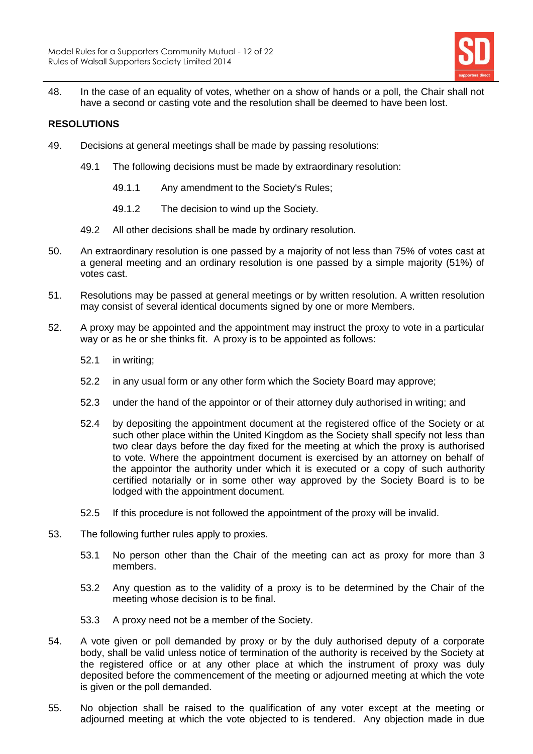48. In the case of an equality of votes, whether on a show of hands or a poll, the Chair shall not have a second or casting vote and the resolution shall be deemed to have been lost.

**RESOLUTIONS**

49. Decisions at general meetings shall be made by passing resolutions:

    49.1 The following decisions must be made by extraordinary resolution:

        49.1.1 Any amendment to the Society's Rules;

        49.1.2 The decision to wind up the Society.

    49.2 All other decisions shall be made by ordinary resolution.

50. An extraordinary resolution is one passed by a majority of not less than 75% of votes cast at a general meeting and an ordinary resolution is one passed by a simple majority (51%) of votes cast.

51. Resolutions may be passed at general meetings or by written resolution. A written resolution may consist of several identical documents signed by one or more Members.

52. A proxy may be appointed and the appointment may instruct the proxy to vote in a particular way or as he or she thinks fit. A proxy is to be appointed as follows:

    52.1 in writing;

    52.2 in any usual form or any other form which the Society Board may approve;

    52.3 under the hand of the appointor or of their attorney duly authorised in writing; and

    52.4 by depositing the appointment document at the registered office of the Society or at such other place within the United Kingdom as the Society shall specify not less than two clear days before the day fixed for the meeting at which the proxy is authorised to vote. Where the appointment document is exercised by an attorney on behalf of the appointor the authority under which it is executed or a copy of such authority certified notarially or in some other way approved by the Society Board is to be lodged with the appointment document.

    52.5 If this procedure is not followed the appointment of the proxy will be invalid.

53. The following further rules apply to proxies.

    53.1 No person other than the Chair of the meeting can act as proxy for more than 3 members.

    53.2 Any question as to the validity of a proxy is to be determined by the Chair of the meeting whose decision is to be final.

    53.3 A proxy need not be a member of the Society.

54. A vote given or poll demanded by proxy or by the duly authorised deputy of a corporate body, shall be valid unless notice of termination of the authority is received by the Society at the registered office or at any other place at which the instrument of proxy was duly deposited before the commencement of the meeting or adjourned meeting at which the vote is given or the poll demanded.

55. No objection shall be raised to the qualification of any voter except at the meeting or adjourned meeting at which the vote objected to is tendered. Any objection made in due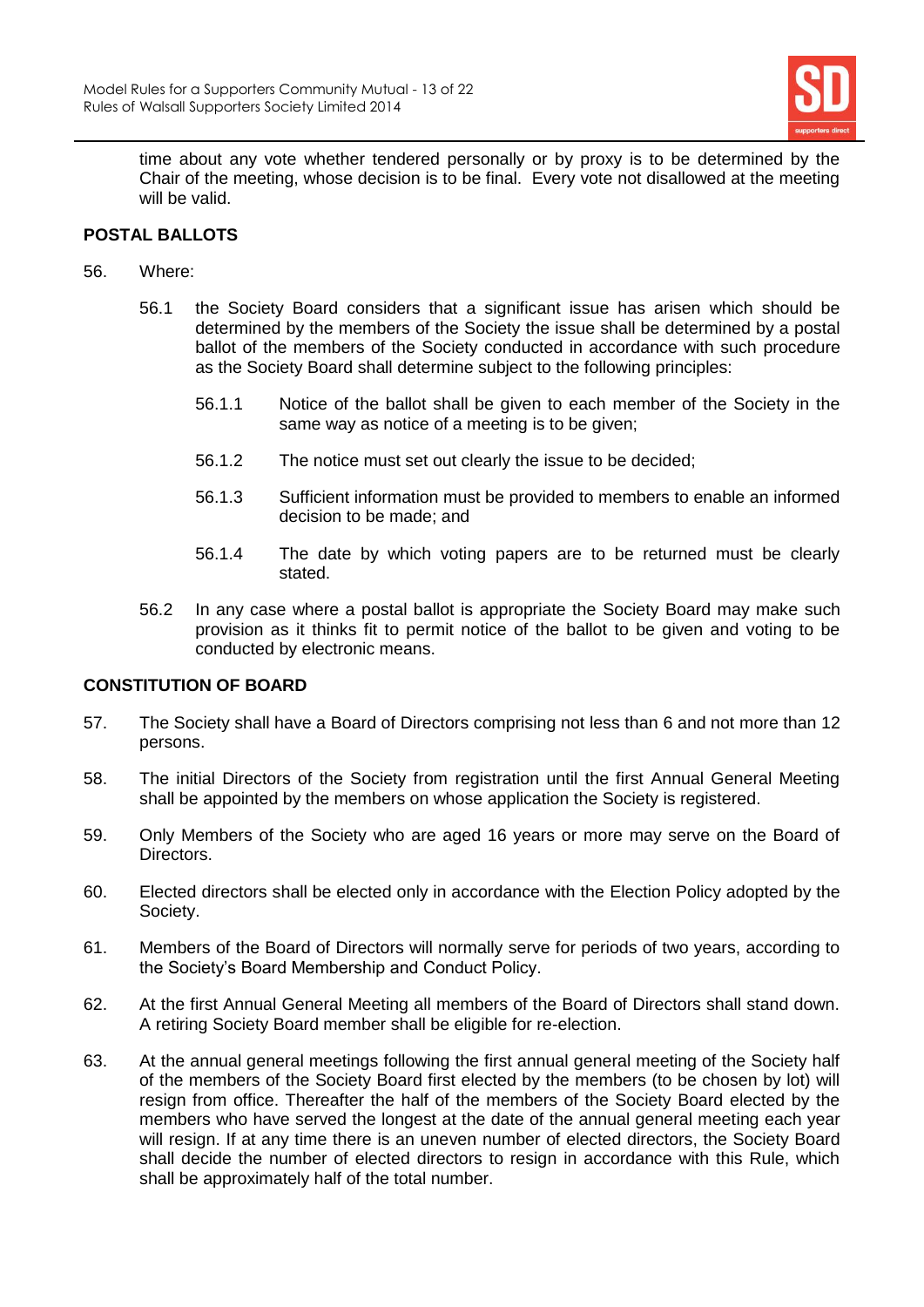time about any vote whether tendered personally or by proxy is to be determined by the Chair of the meeting, whose decision is to be final. Every vote not disallowed at the meeting will be valid.

## POSTAL BALLOTS

56. Where:

 56.1 the Society Board considers that a significant issue has arisen which should be determined by the members of the Society the issue shall be determined by a postal ballot of the members of the Society conducted in accordance with such procedure as the Society Board shall determine subject to the following principles:

  56.1.1 Notice of the ballot shall be given to each member of the Society in the same way as notice of a meeting is to be given;

  56.1.2 The notice must set out clearly the issue to be decided;

  56.1.3 Sufficient information must be provided to members to enable an informed decision to be made; and

  56.1.4 The date by which voting papers are to be returned must be clearly stated.

 56.2 In any case where a postal ballot is appropriate the Society Board may make such provision as it thinks fit to permit notice of the ballot to be given and voting to be conducted by electronic means.

## CONSTITUTION OF BOARD

57. The Society shall have a Board of Directors comprising not less than 6 and not more than 12 persons.

58. The initial Directors of the Society from registration until the first Annual General Meeting shall be appointed by the members on whose application the Society is registered.

59. Only Members of the Society who are aged 16 years or more may serve on the Board of Directors.

60. Elected directors shall be elected only in accordance with the Election Policy adopted by the Society.

61. Members of the Board of Directors will normally serve for periods of two years, according to the Society's Board Membership and Conduct Policy.

62. At the first Annual General Meeting all members of the Board of Directors shall stand down. A retiring Society Board member shall be eligible for re-election.

63. At the annual general meetings following the first annual general meeting of the Society half of the members of the Society Board first elected by the members (to be chosen by lot) will resign from office. Thereafter the half of the members of the Society Board elected by the members who have served the longest at the date of the annual general meeting each year will resign. If at any time there is an uneven number of elected directors, the Society Board shall decide the number of elected directors to resign in accordance with this Rule, which shall be approximately half of the total number.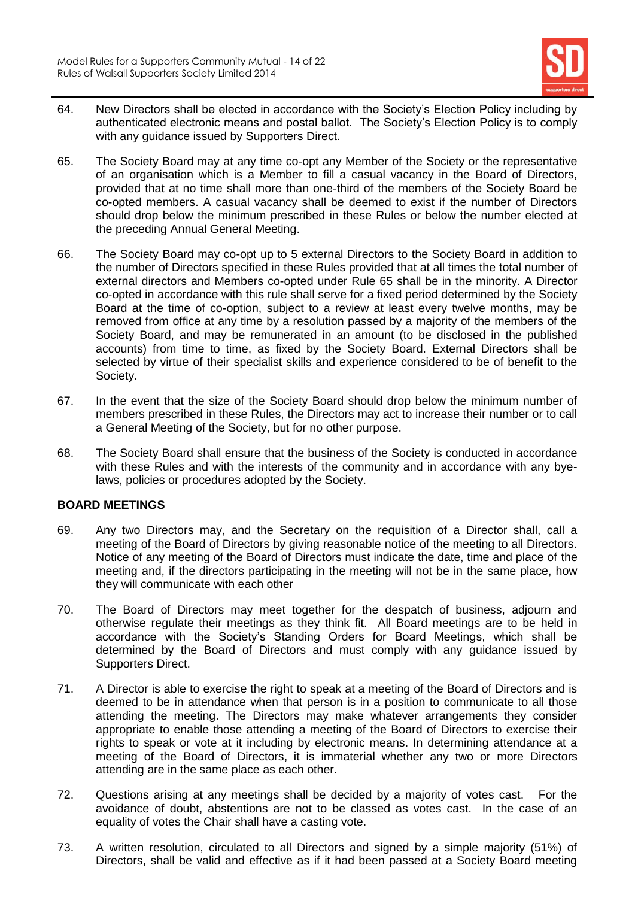64. New Directors shall be elected in accordance with the Society's Election Policy including by authenticated electronic means and postal ballot. The Society's Election Policy is to comply with any guidance issued by Supporters Direct.

65. The Society Board may at any time co-opt any Member of the Society or the representative of an organisation which is a Member to fill a casual vacancy in the Board of Directors, provided that at no time shall more than one-third of the members of the Society Board be co-opted members. A casual vacancy shall be deemed to exist if the number of Directors should drop below the minimum prescribed in these Rules or below the number elected at the preceding Annual General Meeting.

66. The Society Board may co-opt up to 5 external Directors to the Society Board in addition to the number of Directors specified in these Rules provided that at all times the total number of external directors and Members co-opted under Rule 65 shall be in the minority. A Director co-opted in accordance with this rule shall serve for a fixed period determined by the Society Board at the time of co-option, subject to a review at least every twelve months, may be removed from office at any time by a resolution passed by a majority of the members of the Society Board, and may be remunerated in an amount (to be disclosed in the published accounts) from time to time, as fixed by the Society Board. External Directors shall be selected by virtue of their specialist skills and experience considered to be of benefit to the Society.

67. In the event that the size of the Society Board should drop below the minimum number of members prescribed in these Rules, the Directors may act to increase their number or to call a General Meeting of the Society, but for no other purpose.

68. The Society Board shall ensure that the business of the Society is conducted in accordance with these Rules and with the interests of the community and in accordance with any bye-laws, policies or procedures adopted by the Society.

**BOARD MEETINGS**

69. Any two Directors may, and the Secretary on the requisition of a Director shall, call a meeting of the Board of Directors by giving reasonable notice of the meeting to all Directors. Notice of any meeting of the Board of Directors must indicate the date, time and place of the meeting and, if the directors participating in the meeting will not be in the same place, how they will communicate with each other

70. The Board of Directors may meet together for the despatch of business, adjourn and otherwise regulate their meetings as they think fit. All Board meetings are to be held in accordance with the Society's Standing Orders for Board Meetings, which shall be determined by the Board of Directors and must comply with any guidance issued by Supporters Direct.

71. A Director is able to exercise the right to speak at a meeting of the Board of Directors and is deemed to be in attendance when that person is in a position to communicate to all those attending the meeting. The Directors may make whatever arrangements they consider appropriate to enable those attending a meeting of the Board of Directors to exercise their rights to speak or vote at it including by electronic means. In determining attendance at a meeting of the Board of Directors, it is immaterial whether any two or more Directors attending are in the same place as each other.

72. Questions arising at any meetings shall be decided by a majority of votes cast. For the avoidance of doubt, abstentions are not to be classed as votes cast. In the case of an equality of votes the Chair shall have a casting vote.

73. A written resolution, circulated to all Directors and signed by a simple majority (51%) of Directors, shall be valid and effective as if it had been passed at a Society Board meeting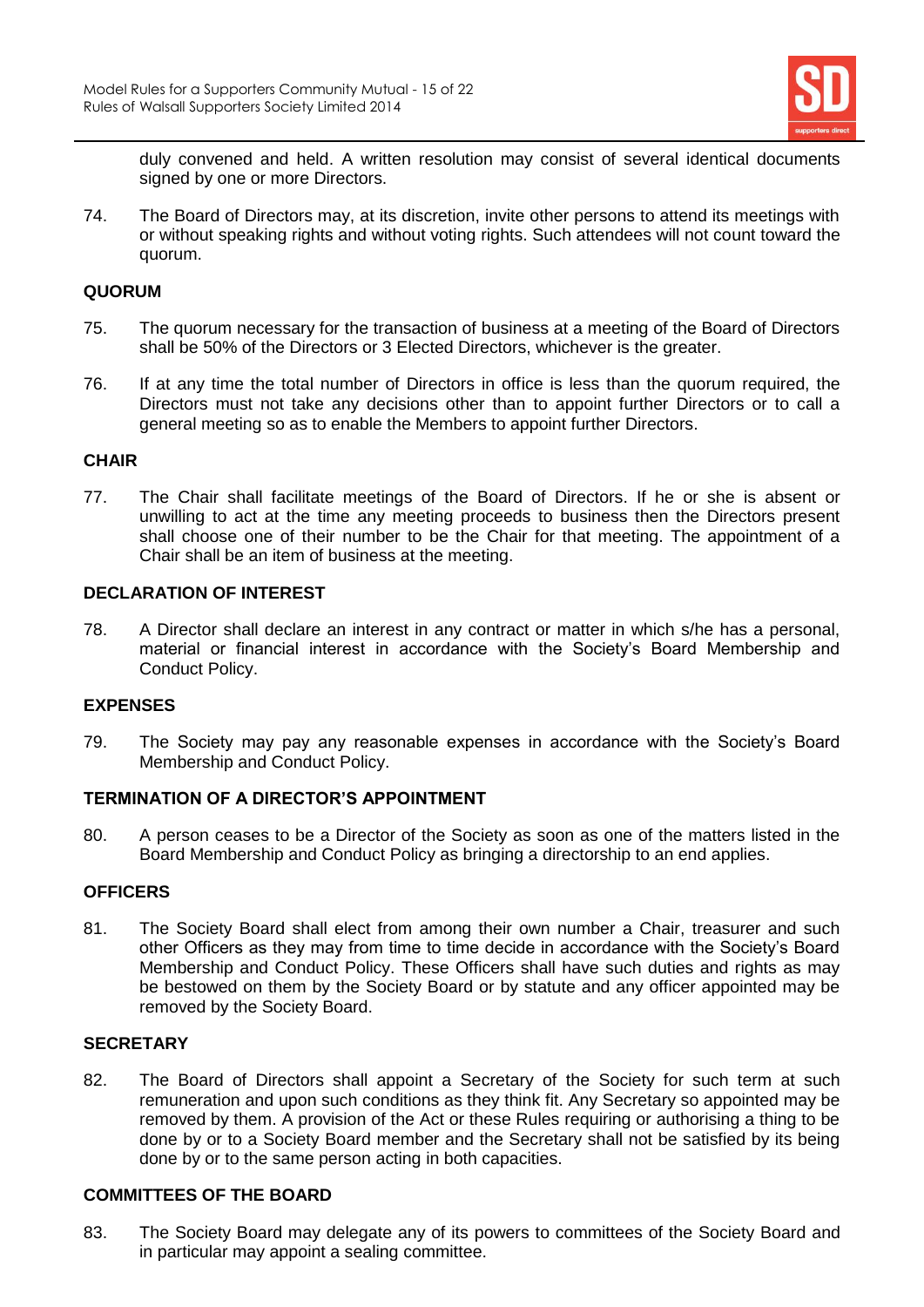duly convened and held. A written resolution may consist of several identical documents signed by one or more Directors.

74. The Board of Directors may, at its discretion, invite other persons to attend its meetings with or without speaking rights and without voting rights. Such attendees will not count toward the quorum.

## QUORUM

75. The quorum necessary for the transaction of business at a meeting of the Board of Directors shall be 50% of the Directors or 3 Elected Directors, whichever is the greater.

76. If at any time the total number of Directors in office is less than the quorum required, the Directors must not take any decisions other than to appoint further Directors or to call a general meeting so as to enable the Members to appoint further Directors.

## CHAIR

77. The Chair shall facilitate meetings of the Board of Directors. If he or she is absent or unwilling to act at the time any meeting proceeds to business then the Directors present shall choose one of their number to be the Chair for that meeting. The appointment of a Chair shall be an item of business at the meeting.

## DECLARATION OF INTEREST

78. A Director shall declare an interest in any contract or matter in which s/he has a personal, material or financial interest in accordance with the Society's Board Membership and Conduct Policy.

## EXPENSES

79. The Society may pay any reasonable expenses in accordance with the Society's Board Membership and Conduct Policy.

## TERMINATION OF A DIRECTOR'S APPOINTMENT

80. A person ceases to be a Director of the Society as soon as one of the matters listed in the Board Membership and Conduct Policy as bringing a directorship to an end applies.

## OFFICERS

81. The Society Board shall elect from among their own number a Chair, treasurer and such other Officers as they may from time to time decide in accordance with the Society's Board Membership and Conduct Policy. These Officers shall have such duties and rights as may be bestowed on them by the Society Board or by statute and any officer appointed may be removed by the Society Board.

## SECRETARY

82. The Board of Directors shall appoint a Secretary of the Society for such term at such remuneration and upon such conditions as they think fit. Any Secretary so appointed may be removed by them. A provision of the Act or these Rules requiring or authorising a thing to be done by or to a Society Board member and the Secretary shall not be satisfied by its being done by or to the same person acting in both capacities.

## COMMITTEES OF THE BOARD

83. The Society Board may delegate any of its powers to committees of the Society Board and in particular may appoint a sealing committee.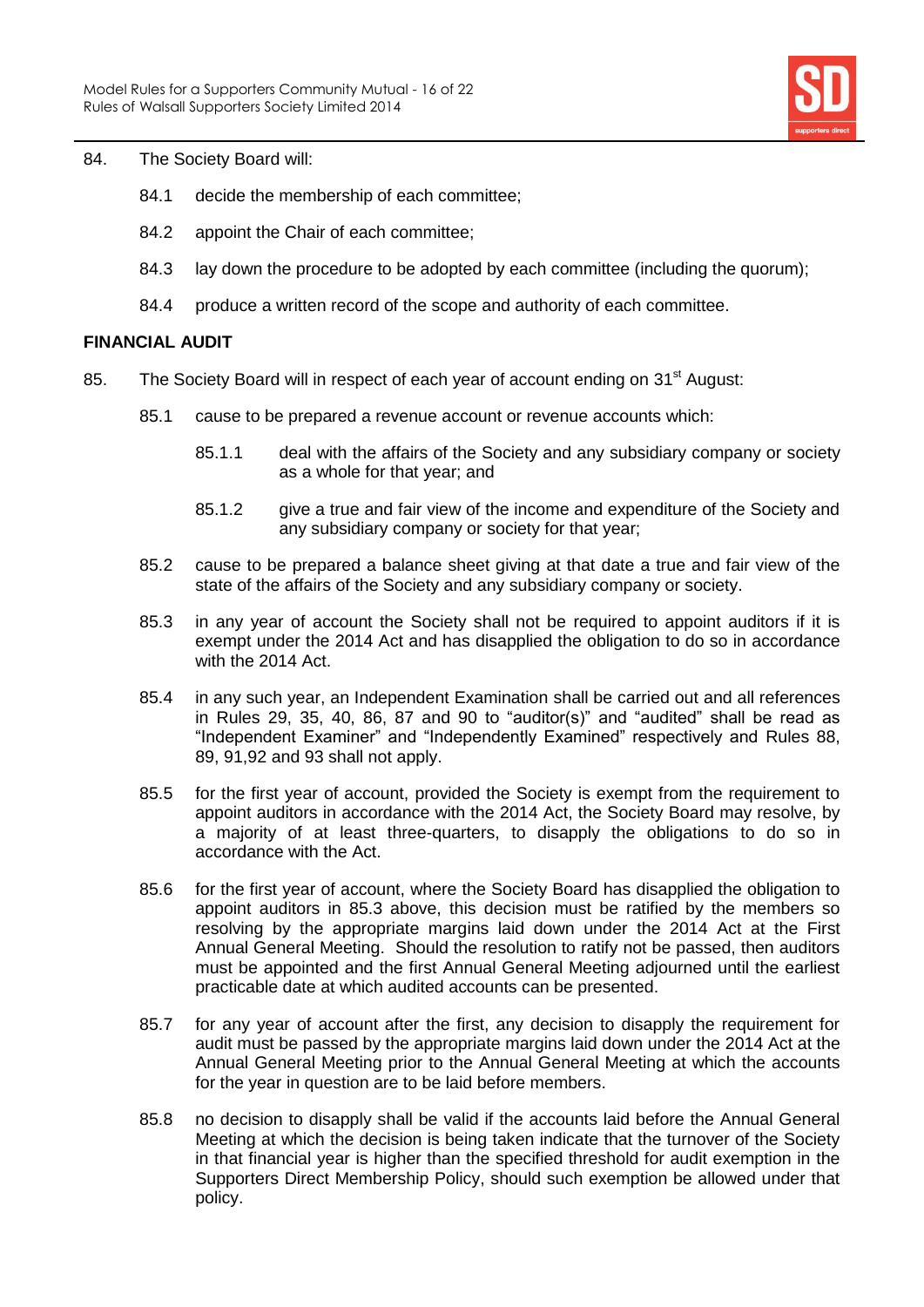84. The Society Board will:

  84.1 decide the membership of each committee;

  84.2 appoint the Chair of each committee;

  84.3 lay down the procedure to be adopted by each committee (including the quorum);

  84.4 produce a written record of the scope and authority of each committee.

**FINANCIAL AUDIT**

85. The Society Board will in respect of each year of account ending on 31st August:

  85.1 cause to be prepared a revenue account or revenue accounts which:

    85.1.1 deal with the affairs of the Society and any subsidiary company or society as a whole for that year; and

    85.1.2 give a true and fair view of the income and expenditure of the Society and any subsidiary company or society for that year;

  85.2 cause to be prepared a balance sheet giving at that date a true and fair view of the state of the affairs of the Society and any subsidiary company or society.

  85.3 in any year of account the Society shall not be required to appoint auditors if it is exempt under the 2014 Act and has disapplied the obligation to do so in accordance with the 2014 Act.

  85.4 in any such year, an Independent Examination shall be carried out and all references in Rules 29, 35, 40, 86, 87 and 90 to "auditor(s)" and "audited" shall be read as "Independent Examiner" and "Independently Examined" respectively and Rules 88, 89, 91,92 and 93 shall not apply.

  85.5 for the first year of account, provided the Society is exempt from the requirement to appoint auditors in accordance with the 2014 Act, the Society Board may resolve, by a majority of at least three-quarters, to disapply the obligations to do so in accordance with the Act.

  85.6 for the first year of account, where the Society Board has disapplied the obligation to appoint auditors in 85.3 above, this decision must be ratified by the members so resolving by the appropriate margins laid down under the 2014 Act at the First Annual General Meeting. Should the resolution to ratify not be passed, then auditors must be appointed and the first Annual General Meeting adjourned until the earliest practicable date at which audited accounts can be presented.

  85.7 for any year of account after the first, any decision to disapply the requirement for audit must be passed by the appropriate margins laid down under the 2014 Act at the Annual General Meeting prior to the Annual General Meeting at which the accounts for the year in question are to be laid before members.

  85.8 no decision to disapply shall be valid if the accounts laid before the Annual General Meeting at which the decision is being taken indicate that the turnover of the Society in that financial year is higher than the specified threshold for audit exemption in the Supporters Direct Membership Policy, should such exemption be allowed under that policy.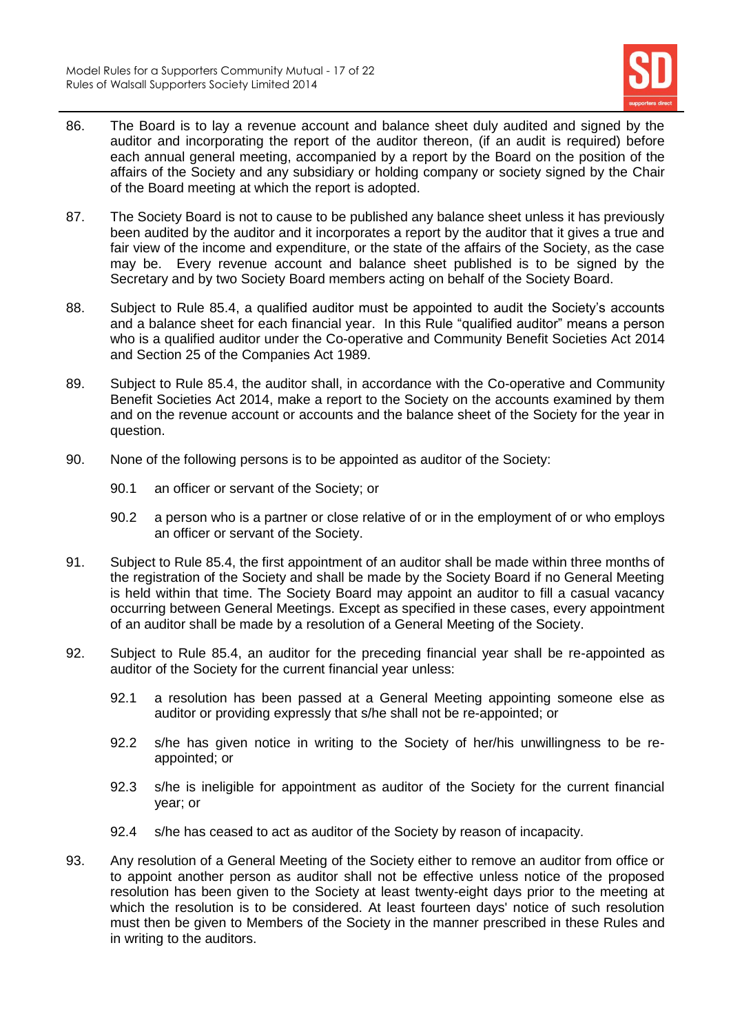86. The Board is to lay a revenue account and balance sheet duly audited and signed by the auditor and incorporating the report of the auditor thereon, (if an audit is required) before each annual general meeting, accompanied by a report by the Board on the position of the affairs of the Society and any subsidiary or holding company or society signed by the Chair of the Board meeting at which the report is adopted.

87. The Society Board is not to cause to be published any balance sheet unless it has previously been audited by the auditor and it incorporates a report by the auditor that it gives a true and fair view of the income and expenditure, or the state of the affairs of the Society, as the case may be. Every revenue account and balance sheet published is to be signed by the Secretary and by two Society Board members acting on behalf of the Society Board.

88. Subject to Rule 85.4, a qualified auditor must be appointed to audit the Society's accounts and a balance sheet for each financial year. In this Rule "qualified auditor" means a person who is a qualified auditor under the Co-operative and Community Benefit Societies Act 2014 and Section 25 of the Companies Act 1989.

89. Subject to Rule 85.4, the auditor shall, in accordance with the Co-operative and Community Benefit Societies Act 2014, make a report to the Society on the accounts examined by them and on the revenue account or accounts and the balance sheet of the Society for the year in question.

90. None of the following persons is to be appointed as auditor of the Society:

    90.1 an officer or servant of the Society; or

    90.2 a person who is a partner or close relative of or in the employment of or who employs an officer or servant of the Society.

91. Subject to Rule 85.4, the first appointment of an auditor shall be made within three months of the registration of the Society and shall be made by the Society Board if no General Meeting is held within that time. The Society Board may appoint an auditor to fill a casual vacancy occurring between General Meetings. Except as specified in these cases, every appointment of an auditor shall be made by a resolution of a General Meeting of the Society.

92. Subject to Rule 85.4, an auditor for the preceding financial year shall be re-appointed as auditor of the Society for the current financial year unless:

    92.1 a resolution has been passed at a General Meeting appointing someone else as auditor or providing expressly that s/he shall not be re-appointed; or

    92.2 s/he has given notice in writing to the Society of her/his unwillingness to be re-appointed; or

    92.3 s/he is ineligible for appointment as auditor of the Society for the current financial year; or

    92.4 s/he has ceased to act as auditor of the Society by reason of incapacity.

93. Any resolution of a General Meeting of the Society either to remove an auditor from office or to appoint another person as auditor shall not be effective unless notice of the proposed resolution has been given to the Society at least twenty-eight days prior to the meeting at which the resolution is to be considered. At least fourteen days' notice of such resolution must then be given to Members of the Society in the manner prescribed in these Rules and in writing to the auditors.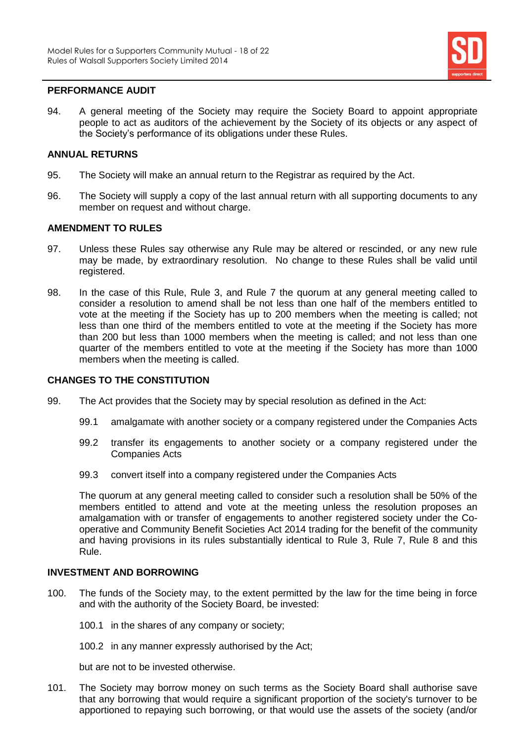## PERFORMANCE AUDIT

94. A general meeting of the Society may require the Society Board to appoint appropriate people to act as auditors of the achievement by the Society of its objects or any aspect of the Society's performance of its obligations under these Rules.

## ANNUAL RETURNS

95. The Society will make an annual return to the Registrar as required by the Act.

96. The Society will supply a copy of the last annual return with all supporting documents to any member on request and without charge.

## AMENDMENT TO RULES

97. Unless these Rules say otherwise any Rule may be altered or rescinded, or any new rule may be made, by extraordinary resolution. No change to these Rules shall be valid until registered.

98. In the case of this Rule, Rule 3, and Rule 7 the quorum at any general meeting called to consider a resolution to amend shall be not less than one half of the members entitled to vote at the meeting if the Society has up to 200 members when the meeting is called; not less than one third of the members entitled to vote at the meeting if the Society has more than 200 but less than 1000 members when the meeting is called; and not less than one quarter of the members entitled to vote at the meeting if the Society has more than 1000 members when the meeting is called.

## CHANGES TO THE CONSTITUTION

99. The Act provides that the Society may by special resolution as defined in the Act:

    99.1 amalgamate with another society or a company registered under the Companies Acts

    99.2 transfer its engagements to another society or a company registered under the Companies Acts

    99.3 convert itself into a company registered under the Companies Acts

    The quorum at any general meeting called to consider such a resolution shall be 50% of the members entitled to attend and vote at the meeting unless the resolution proposes an amalgamation with or transfer of engagements to another registered society under the Co-operative and Community Benefit Societies Act 2014 trading for the benefit of the community and having provisions in its rules substantially identical to Rule 3, Rule 7, Rule 8 and this Rule.

## INVESTMENT AND BORROWING

100. The funds of the Society may, to the extent permitted by the law for the time being in force and with the authority of the Society Board, be invested:

    100.1 in the shares of any company or society;

    100.2 in any manner expressly authorised by the Act;

    but are not to be invested otherwise.

101. The Society may borrow money on such terms as the Society Board shall authorise save that any borrowing that would require a significant proportion of the society's turnover to be apportioned to repaying such borrowing, or that would use the assets of the society (and/or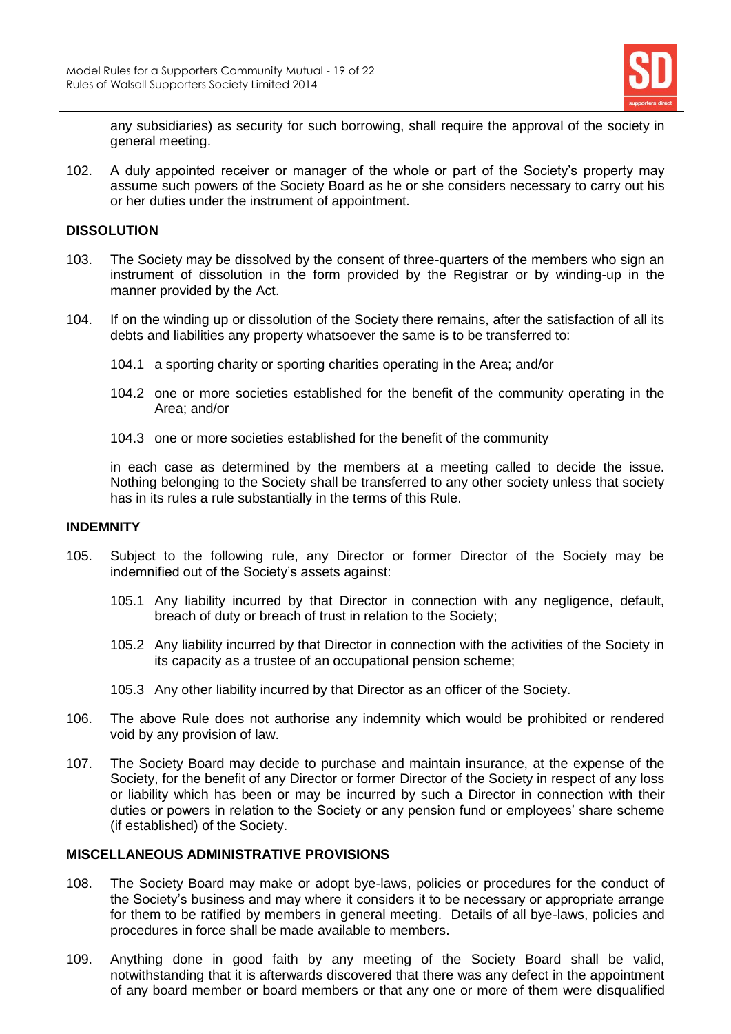any subsidiaries) as security for such borrowing, shall require the approval of the society in general meeting.

102. A duly appointed receiver or manager of the whole or part of the Society's property may assume such powers of the Society Board as he or she considers necessary to carry out his or her duties under the instrument of appointment.

**DISSOLUTION**

103. The Society may be dissolved by the consent of three-quarters of the members who sign an instrument of dissolution in the form provided by the Registrar or by winding-up in the manner provided by the Act.

104. If on the winding up or dissolution of the Society there remains, after the satisfaction of all its debts and liabilities any property whatsoever the same is to be transferred to:

104.1 a sporting charity or sporting charities operating in the Area; and/or

104.2 one or more societies established for the benefit of the community operating in the Area; and/or

104.3 one or more societies established for the benefit of the community

in each case as determined by the members at a meeting called to decide the issue. Nothing belonging to the Society shall be transferred to any other society unless that society has in its rules a rule substantially in the terms of this Rule.

**INDEMNITY**

105. Subject to the following rule, any Director or former Director of the Society may be indemnified out of the Society's assets against:

105.1 Any liability incurred by that Director in connection with any negligence, default, breach of duty or breach of trust in relation to the Society;

105.2 Any liability incurred by that Director in connection with the activities of the Society in its capacity as a trustee of an occupational pension scheme;

105.3 Any other liability incurred by that Director as an officer of the Society.

106. The above Rule does not authorise any indemnity which would be prohibited or rendered void by any provision of law.

107. The Society Board may decide to purchase and maintain insurance, at the expense of the Society, for the benefit of any Director or former Director of the Society in respect of any loss or liability which has been or may be incurred by such a Director in connection with their duties or powers in relation to the Society or any pension fund or employees' share scheme (if established) of the Society.

**MISCELLANEOUS ADMINISTRATIVE PROVISIONS**

108. The Society Board may make or adopt bye-laws, policies or procedures for the conduct of the Society's business and may where it considers it to be necessary or appropriate arrange for them to be ratified by members in general meeting. Details of all bye-laws, policies and procedures in force shall be made available to members.

109. Anything done in good faith by any meeting of the Society Board shall be valid, notwithstanding that it is afterwards discovered that there was any defect in the appointment of any board member or board members or that any one or more of them were disqualified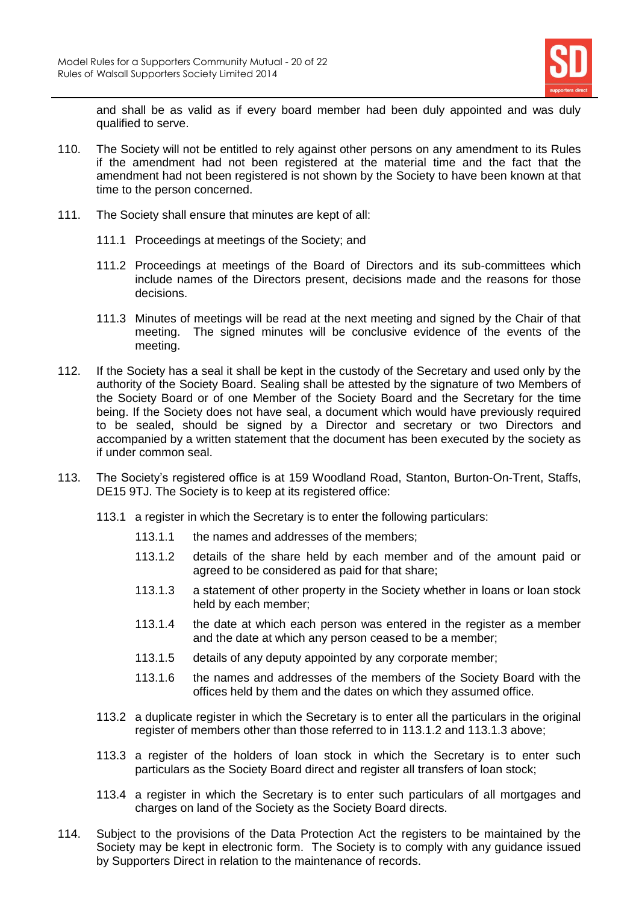and shall be as valid as if every board member had been duly appointed and was duly qualified to serve.

110. The Society will not be entitled to rely against other persons on any amendment to its Rules if the amendment had not been registered at the material time and the fact that the amendment had not been registered is not shown by the Society to have been known at that time to the person concerned.

111. The Society shall ensure that minutes are kept of all:

111.1 Proceedings at meetings of the Society; and

111.2 Proceedings at meetings of the Board of Directors and its sub-committees which include names of the Directors present, decisions made and the reasons for those decisions.

111.3 Minutes of meetings will be read at the next meeting and signed by the Chair of that meeting. The signed minutes will be conclusive evidence of the events of the meeting.

112. If the Society has a seal it shall be kept in the custody of the Secretary and used only by the authority of the Society Board. Sealing shall be attested by the signature of two Members of the Society Board or of one Member of the Society Board and the Secretary for the time being. If the Society does not have seal, a document which would have previously required to be sealed, should be signed by a Director and secretary or two Directors and accompanied by a written statement that the document has been executed by the society as if under common seal.

113. The Society's registered office is at 159 Woodland Road, Stanton, Burton-On-Trent, Staffs, DE15 9TJ. The Society is to keep at its registered office:

113.1 a register in which the Secretary is to enter the following particulars:

113.1.1 the names and addresses of the members;

113.1.2 details of the share held by each member and of the amount paid or agreed to be considered as paid for that share;

113.1.3 a statement of other property in the Society whether in loans or loan stock held by each member;

113.1.4 the date at which each person was entered in the register as a member and the date at which any person ceased to be a member;

113.1.5 details of any deputy appointed by any corporate member;

113.1.6 the names and addresses of the members of the Society Board with the offices held by them and the dates on which they assumed office.

113.2 a duplicate register in which the Secretary is to enter all the particulars in the original register of members other than those referred to in 113.1.2 and 113.1.3 above;

113.3 a register of the holders of loan stock in which the Secretary is to enter such particulars as the Society Board direct and register all transfers of loan stock;

113.4 a register in which the Secretary is to enter such particulars of all mortgages and charges on land of the Society as the Society Board directs.

114. Subject to the provisions of the Data Protection Act the registers to be maintained by the Society may be kept in electronic form. The Society is to comply with any guidance issued by Supporters Direct in relation to the maintenance of records.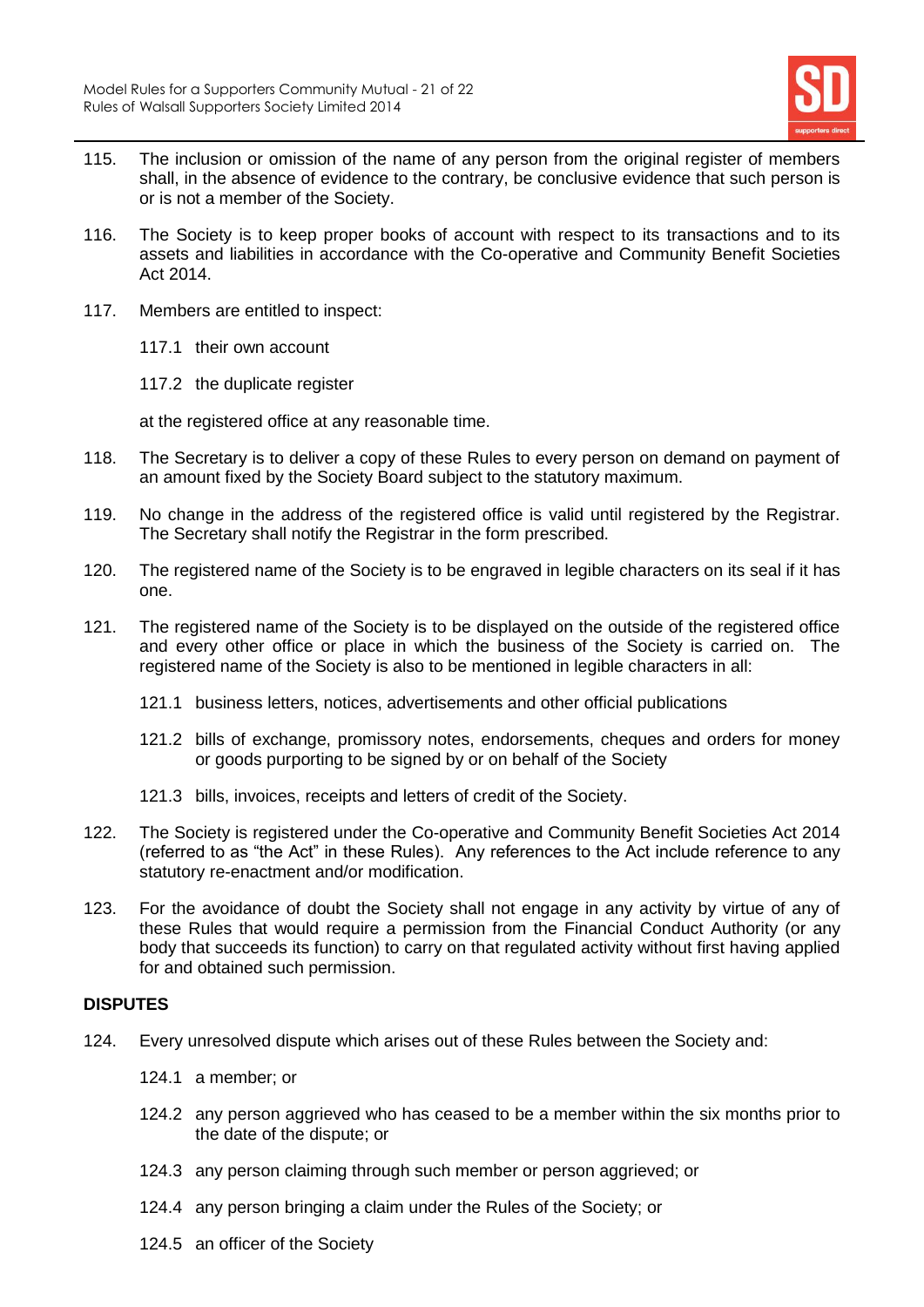115. The inclusion or omission of the name of any person from the original register of members shall, in the absence of evidence to the contrary, be conclusive evidence that such person is or is not a member of the Society.

116. The Society is to keep proper books of account with respect to its transactions and to its assets and liabilities in accordance with the Co-operative and Community Benefit Societies Act 2014.

117. Members are entitled to inspect:

    117.1 their own account

    117.2 the duplicate register

    at the registered office at any reasonable time.

118. The Secretary is to deliver a copy of these Rules to every person on demand on payment of an amount fixed by the Society Board subject to the statutory maximum.

119. No change in the address of the registered office is valid until registered by the Registrar. The Secretary shall notify the Registrar in the form prescribed.

120. The registered name of the Society is to be engraved in legible characters on its seal if it has one.

121. The registered name of the Society is to be displayed on the outside of the registered office and every other office or place in which the business of the Society is carried on. The registered name of the Society is also to be mentioned in legible characters in all:

    121.1 business letters, notices, advertisements and other official publications

    121.2 bills of exchange, promissory notes, endorsements, cheques and orders for money or goods purporting to be signed by or on behalf of the Society

    121.3 bills, invoices, receipts and letters of credit of the Society.

122. The Society is registered under the Co-operative and Community Benefit Societies Act 2014 (referred to as "the Act" in these Rules). Any references to the Act include reference to any statutory re-enactment and/or modification.

123. For the avoidance of doubt the Society shall not engage in any activity by virtue of any of these Rules that would require a permission from the Financial Conduct Authority (or any body that succeeds its function) to carry on that regulated activity without first having applied for and obtained such permission.

**DISPUTES**

124. Every unresolved dispute which arises out of these Rules between the Society and:

    124.1 a member; or

    124.2 any person aggrieved who has ceased to be a member within the six months prior to the date of the dispute; or

    124.3 any person claiming through such member or person aggrieved; or

    124.4 any person bringing a claim under the Rules of the Society; or

    124.5 an officer of the Society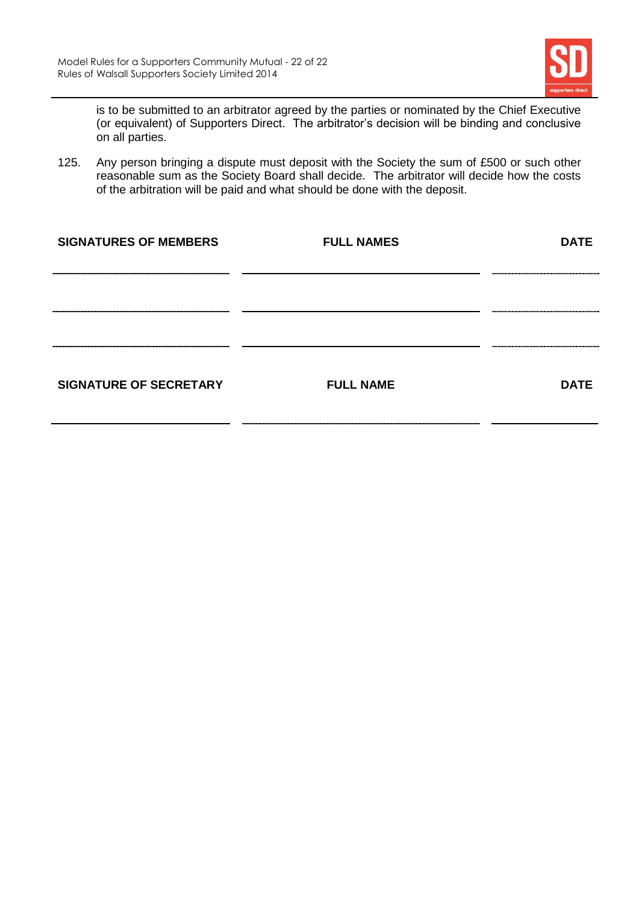is to be submitted to an arbitrator agreed by the parties or nominated by the Chief Executive (or equivalent) of Supporters Direct. The arbitrator's decision will be binding and conclusive on all parties.

125. Any person bringing a dispute must deposit with the Society the sum of £500 or such other reasonable sum as the Society Board shall decide. The arbitrator will decide how the costs of the arbitration will be paid and what should be done with the deposit.

| SIGNATURES OF MEMBERS | FULL NAMES | DATE |
|---|---|---|
| | | |
| | | |
| | | |

| SIGNATURE OF SECRETARY | FULL NAME | DATE |
|---|---|---|
| | | |